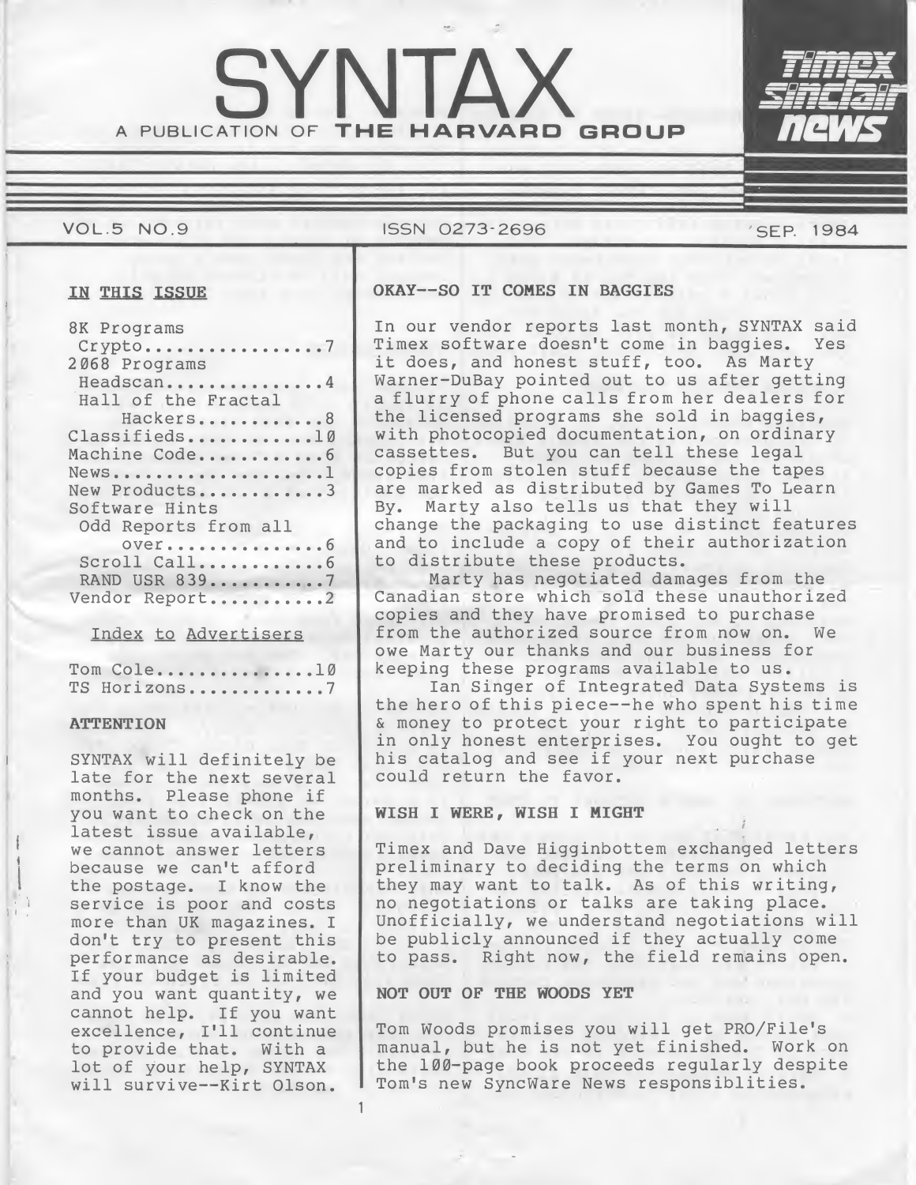# SYNTAX

A PUBLICATION OF **THE HARVARD GROUP**

**Timex sinclair news**

VOL.5 NO.9 ISSN 0273-2696 SEP. 1984

## IN THIS ISSUE

8K Programs
 Crypto.................7
2Ø68 Programs
 Headscan...............4
 Hall of the Fractal
 Hackers............8
Classifieds............1Ø
Machine Code............6
News.....................1
New Products............3
Software Hints
 Odd Reports from all
 over...............6
 Scroll Call............6
 RAND USR 839...........7
Vendor Report...........2

### Index to Advertisers

Tom Cole...............1Ø
TS Horizons.............7

### ATTENTION

SYNTAX will definitely be late for the next several months. Please phone if you want to check on the latest issue available, we cannot answer letters because we can't afford the postage. I know the service is poor and costs more than UK magazines. I don't try to present this performance as desirable. If your budget is limited and you want quantity, we cannot help. If you want excellence, I'll continue to provide that. With a lot of your help, SYNTAX will survive--Kirt Olson.

### OKAY--SO IT COMES IN BAGGIES

In our vendor reports last month, SYNTAX said Timex software doesn't come in baggies. Yes it does, and honest stuff, too. As Marty Warner-DuBay pointed out to us after getting a flurry of phone calls from her dealers for the licensed programs she sold in baggies, with photocopied documentation, on ordinary cassettes. But you can tell these legal copies from stolen stuff because the tapes are marked as distributed by Games To Learn By. Marty also tells us that they will change the packaging to use distinct features and to include a copy of their authorization to distribute these products.

Marty has negotiated damages from the Canadian store which sold these unauthorized copies and they have promised to purchase from the authorized source from now on. We owe Marty our thanks and our business for keeping these programs available to us.

Ian Singer of Integrated Data Systems is the hero of this piece--he who spent his time & money to protect your right to participate in only honest enterprises. You ought to get his catalog and see if your next purchase could return the favor.

### WISH I WERE, WISH I MIGHT

Timex and Dave Higginbottem exchanged letters preliminary to deciding the terms on which they may want to talk. As of this writing, no negotiations or talks are taking place. Unofficially, we understand negotiations will be publicly announced if they actually come to pass. Right now, the field remains open.

### NOT OUT OF THE WOODS YET

Tom Woods promises you will get PRO/File's manual, but he is not yet finished. Work on the 1ØØ-page book proceeds regularly despite Tom's new SyncWare News responsiblities.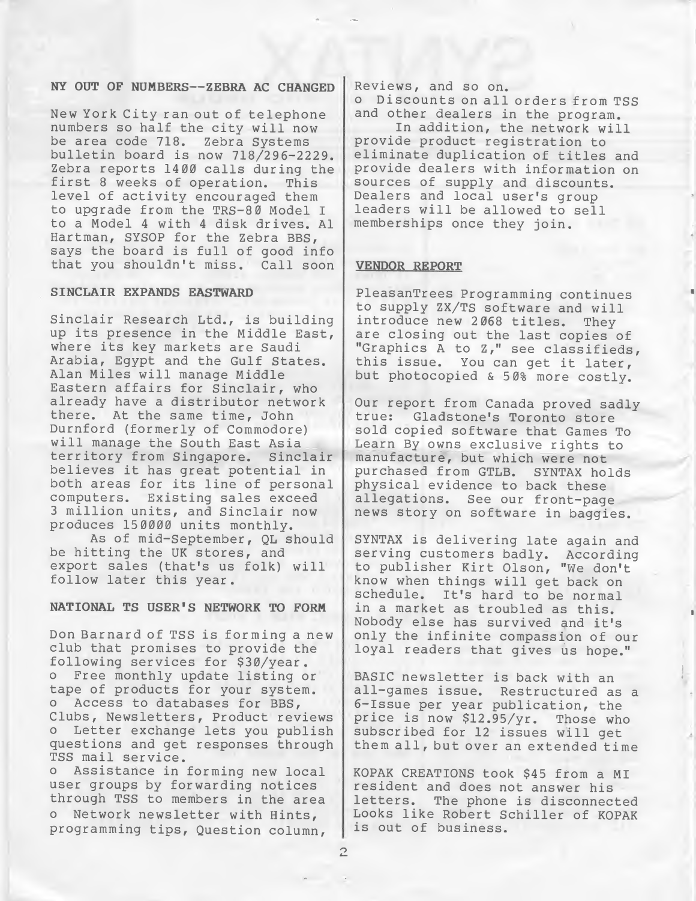## NY OUT OF NUMBERS--ZEBRA AC CHANGED

New York City ran out of telephone numbers so half the city will now be area code 718. Zebra Systems bulletin board is now 718/296-2229. Zebra reports 1400 calls during the first 8 weeks of operation. This level of activity encouraged them to upgrade from the TRS-80 Model I to a Model 4 with 4 disk drives. Al Hartman, SYSOP for the Zebra BBS, says the board is full of good info that you shouldn't miss. Call soon

## SINCLAIR EXPANDS EASTWARD

Sinclair Research Ltd., is building up its presence in the Middle East, where its key markets are Saudi Arabia, Egypt and the Gulf States. Alan Miles will manage Middle Eastern affairs for Sinclair, who already have a distributor network there. At the same time, John Durnford (formerly of Commodore) will manage the South East Asia territory from Singapore. Sinclair believes it has great potential in both areas for its line of personal computers. Existing sales exceed 3 million units, and Sinclair now produces 150000 units monthly.

As of mid-September, QL should be hitting the UK stores, and export sales (that's us folk) will follow later this year.

## NATIONAL TS USER'S NETWORK TO FORM

Don Barnard of TSS is forming a new club that promises to provide the following services for $30/year.

- Free monthly update listing or tape of products for your system.
- Access to databases for BBS, Clubs, Newsletters, Product reviews
- Letter exchange lets you publish questions and get responses through TSS mail service.
- Assistance in forming new local user groups by forwarding notices through TSS to members in the area
- Network newsletter with Hints, programming tips, Question column, Reviews, and so on.
- Discounts on all orders from TSS and other dealers in the program.

In addition, the network will provide product registration to eliminate duplication of titles and provide dealers with information on sources of supply and discounts. Dealers and local user's group leaders will be allowed to sell memberships once they join.

## VENDOR REPORT

PleasanTrees Programming continues to supply ZX/TS software and will introduce new 2068 titles. They are closing out the last copies of "Graphics A to Z," see classifieds, this issue. You can get it later, but photocopied & 50% more costly.

Our report from Canada proved sadly true: Gladstone's Toronto store sold copied software that Games To Learn By owns exclusive rights to manufacture, but which were not purchased from GTLB. SYNTAX holds physical evidence to back these allegations. See our front-page news story on software in baggies.

SYNTAX is delivering late again and serving customers badly. According to publisher Kirt Olson, "We don't know when things will get back on schedule. It's hard to be normal in a market as troubled as this. Nobody else has survived and it's only the infinite compassion of our loyal readers that gives us hope."

BASIC newsletter is back with an all-games issue. Restructured as a 6-Issue per year publication, the price is now $12.95/yr. Those who subscribed for 12 issues will get them all, but over an extended time

KOPAK CREATIONS took $45 from a MI resident and does not answer his letters. The phone is disconnected Looks like Robert Schiller of KOPAK is out of business.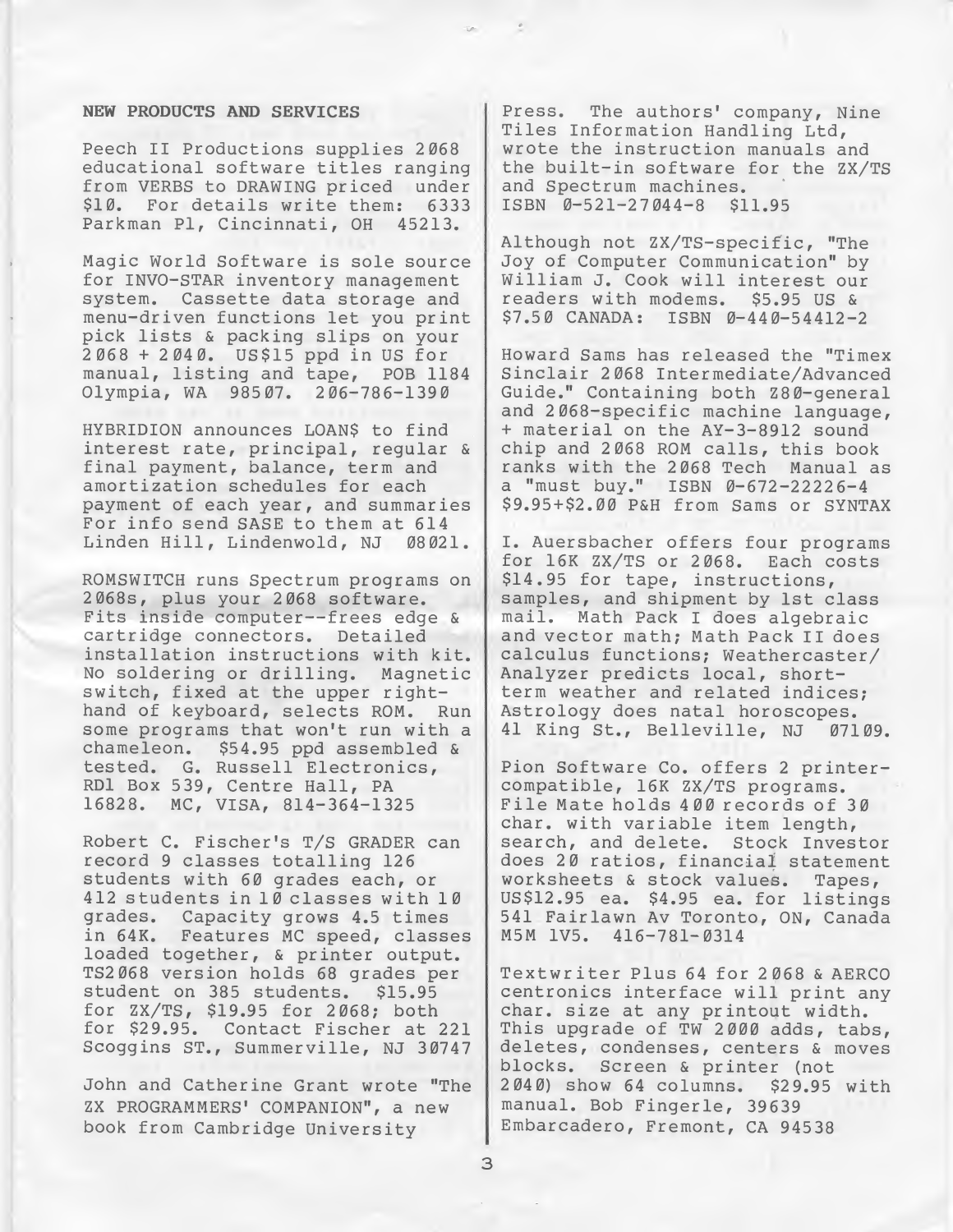### NEW PRODUCTS AND SERVICES

Peech II Productions supplies 2068 educational software titles ranging from VERBS to DRAWING priced under $10. For details write them: 6333 Parkman Pl, Cincinnati, OH 45213.

Magic World Software is sole source for INVO-STAR inventory management system. Cassette data storage and menu-driven functions let you print pick lists & packing slips on your 2068 + 2040. US$15 ppd in US for manual, listing and tape, POB 1184 Olympia, WA 98507. 206-786-1390

HYBRIDION announces LOAN$ to find interest rate, principal, regular & final payment, balance, term and amortization schedules for each payment of each year, and summaries For info send SASE to them at 614 Linden Hill, Lindenwold, NJ 08021.

ROMSWITCH runs Spectrum programs on 2068s, plus your 2068 software. Fits inside computer--frees edge & cartridge connectors. Detailed installation instructions with kit. No soldering or drilling. Magnetic switch, fixed at the upper right-hand of keyboard, selects ROM. Run some programs that won't run with a chameleon. $54.95 ppd assembled & tested. G. Russell Electronics, RD1 Box 539, Centre Hall, PA 16828. MC, VISA, 814-364-1325

Robert C. Fischer's T/S GRADER can record 9 classes totalling 126 students with 60 grades each, or 412 students in 10 classes with 10 grades. Capacity grows 4.5 times in 64K. Features MC speed, classes loaded together, & printer output. TS2068 version holds 68 grades per student on 385 students. $15.95 for ZX/TS, $19.95 for 2068; both for $29.95. Contact Fischer at 221 Scoggins ST., Summerville, NJ 30747

John and Catherine Grant wrote "The ZX PROGRAMMERS' COMPANION", a new book from Cambridge University Press. The authors' company, Nine Tiles Information Handling Ltd, wrote the instruction manuals and the built-in software for the ZX/TS and Spectrum machines.
ISBN 0-521-27044-8 $11.95

Although not ZX/TS-specific, "The Joy of Computer Communication" by William J. Cook will interest our readers with modems. $5.95 US & $7.50 CANADA: ISBN 0-440-54412-2

Howard Sams has released the "Timex Sinclair 2068 Intermediate/Advanced Guide." Containing both Z80-general and 2068-specific machine language, + material on the AY-3-8912 sound chip and 2068 ROM calls, this book ranks with the 2068 Tech Manual as a "must buy." ISBN 0-672-22226-4 $9.95+$2.00 P&H from Sams or SYNTAX

I. Auersbacher offers four programs for 16K ZX/TS or 2068. Each costs $14.95 for tape, instructions, samples, and shipment by 1st class mail. Math Pack I does algebraic and vector math; Math Pack II does calculus functions; Weathercaster/ Analyzer predicts local, short-term weather and related indices; Astrology does natal horoscopes. 41 King St., Belleville, NJ 07109.

Pion Software Co. offers 2 printer-compatible, 16K ZX/TS programs. File Mate holds 400 records of 30 char. with variable item length, search, and delete. Stock Investor does 20 ratios, financial statement worksheets & stock values. Tapes, US$12.95 ea. $4.95 ea. for listings 541 Fairlawn Av Toronto, ON, Canada M5M 1V5. 416-781-0314

Textwriter Plus 64 for 2068 & AERCO centronics interface will print any char. size at any printout width. This upgrade of TW 2000 adds, tabs, deletes, condenses, centers & moves blocks. Screen & printer (not 2040) show 64 columns. $29.95 with manual. Bob Fingerle, 39639 Embarcadero, Fremont, CA 94538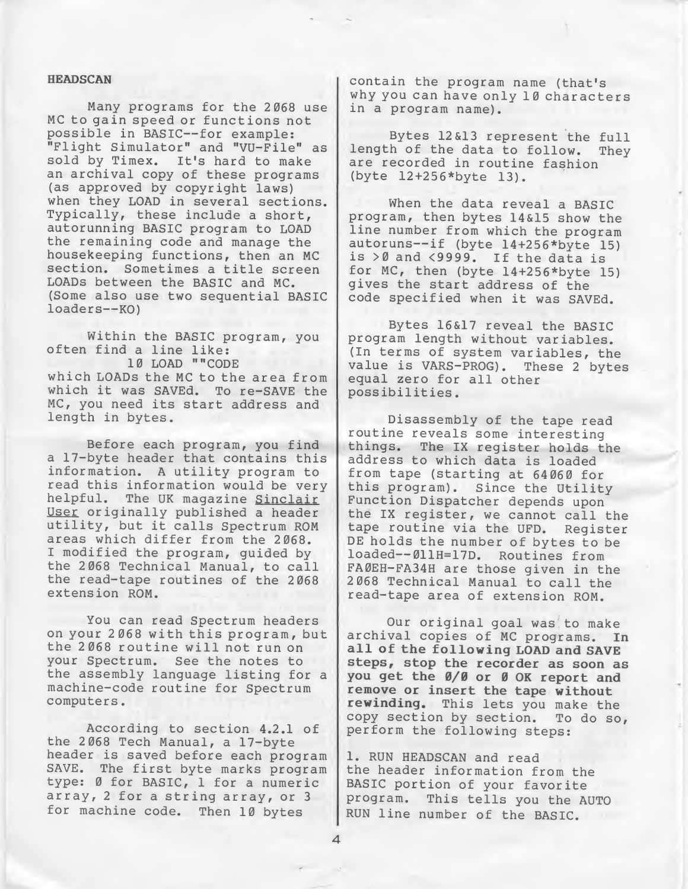**HEADSCAN**

Many programs for the 2068 use MC to gain speed or functions not possible in BASIC--for example: "Flight Simulator" and "VU-File" as sold by Timex. It's hard to make an archival copy of these programs (as approved by copyright laws) when they LOAD in several sections. Typically, these include a short, autorunning BASIC program to LOAD the remaining code and manage the housekeeping functions, then an MC section. Sometimes a title screen LOADs between the BASIC and MC. (Some also use two sequential BASIC loaders--KO)

Within the BASIC program, you often find a line like:

```
10 LOAD ""CODE
```

which LOADs the MC to the area from which it was SAVEd. To re-SAVE the MC, you need its start address and length in bytes.

Before each program, you find a 17-byte header that contains this information. A utility program to read this information would be very helpful. The UK magazine Sinclair User originally published a header utility, but it calls Spectrum ROM areas which differ from the 2068. I modified the program, guided by the 2068 Technical Manual, to call the read-tape routines of the 2068 extension ROM.

You can read Spectrum headers on your 2068 with this program, but the 2068 routine will not run on your Spectrum. See the notes to the assembly language listing for a machine-code routine for Spectrum computers.

According to section 4.2.1 of the 2068 Tech Manual, a 17-byte header is saved before each program SAVE. The first byte marks program type: 0 for BASIC, 1 for a numeric array, 2 for a string array, or 3 for machine code. Then 10 bytes contain the program name (that's why you can have only 10 characters in a program name).

Bytes 12&13 represent the full length of the data to follow. They are recorded in routine fashion (byte 12+256*byte 13).

When the data reveal a BASIC program, then bytes 14&15 show the line number from which the program autoruns--if (byte 14+256*byte 15) is >0 and <9999. If the data is for MC, then (byte 14+256*byte 15) gives the start address of the code specified when it was SAVEd.

Bytes 16&17 reveal the BASIC program length without variables. (In terms of system variables, the value is VARS-PROG). These 2 bytes equal zero for all other possibilities.

Disassembly of the tape read routine reveals some interesting things. The IX register holds the address to which data is loaded from tape (starting at 64060 for this program). Since the Utility Function Dispatcher depends upon the IX register, we cannot call the tape routine via the UFD. Register DE holds the number of bytes to be loaded--011H=17D. Routines from FA0EH-FA34H are those given in the 2068 Technical Manual to call the read-tape area of extension ROM.

Our original goal was to make archival copies of MC programs. **In all of the following LOAD and SAVE steps, stop the recorder as soon as you get the 0/0 or 0 OK report and remove or insert the tape without rewinding.** This lets you make the copy section by section. To do so, perform the following steps:

1. RUN HEADSCAN and read the header information from the BASIC portion of your favorite program. This tells you the AUTO RUN line number of the BASIC.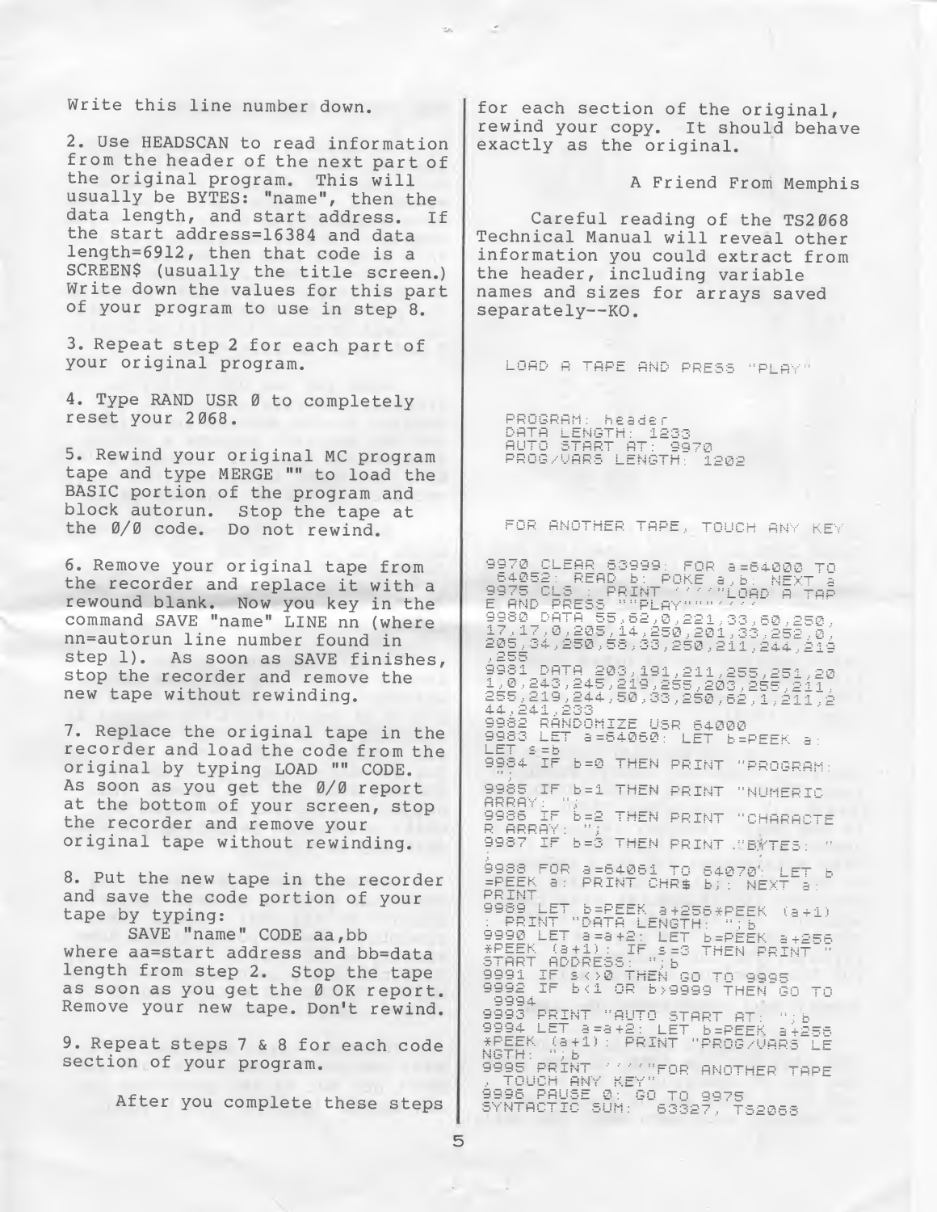Write this line number down.

2. Use HEADSCAN to read information from the header of the next part of the original program. This will usually be BYTES: "name", then the data length, and start address. If the start address=16384 and data length=6912, then that code is a SCREEN$ (usually the title screen.) Write down the values for this part of your program to use in step 8.

3. Repeat step 2 for each part of your original program.

4. Type RAND USR 0 to completely reset your 2068.

5. Rewind your original MC program tape and type MERGE "" to load the BASIC portion of the program and block autorun. Stop the tape at the 0/0 code. Do not rewind.

6. Remove your original tape from the recorder and replace it with a rewound blank. Now you key in the command SAVE "name" LINE nn (where nn=autorun line number found in step 1). As soon as SAVE finishes, stop the recorder and remove the new tape without rewinding.

7. Replace the original tape in the recorder and load the code from the original by typing LOAD "" CODE. As soon as you get the 0/0 report at the bottom of your screen, stop the recorder and remove your original tape without rewinding.

8. Put the new tape in the recorder and save the code portion of your tape by typing:

SAVE "name" CODE aa,bb

where aa=start address and bb=data length from step 2. Stop the tape as soon as you get the 0 OK report. Remove your new tape. Don't rewind.

9. Repeat steps 7 & 8 for each code section of your program.

After you complete these steps for each section of the original, rewind your copy. It should behave exactly as the original.

A Friend From Memphis

Careful reading of the TS2068 Technical Manual will reveal other information you could extract from the header, including variable names and sizes for arrays saved separately--KO.

```
LOAD A TAPE AND PRESS "PLAY"


PROGRAM: header
DATA LENGTH: 1233
AUTO START AT: 9970
PROG/VARS LENGTH: 1202


FOR ANOTHER TAPE, TOUCH ANY KEY
```

```
9970 CLEAR 63999: FOR a=64000 TO
 64052: READ b: POKE a,b: NEXT a
9975 CLS : PRINT ''''"LOAD A TAP
E AND PRESS ""PLAY"""''''
9980 DATA 55,62,0,221,33,60,250,
17,17,0,205,14,250,201,33,252,0,
205,34,250,58,33,250,211,244,219
,255
9981 DATA 203,191,211,255,251,20
1,0,243,245,219,255,203,255,211,
255,219,244,50,33,250,62,1,211,2
44,241,233
9982 RANDOMIZE USR 64000
9983 LET a=64060: LET b=PEEK a:
LET s=b
9984 IF b=0 THEN PRINT "PROGRAM:
 ";
9985 IF b=1 THEN PRINT "NUMERIC
ARRAY: ";
9986 IF b=2 THEN PRINT "CHARACTE
R ARRAY: ";
9987 IF b=3 THEN PRINT "BYTES: "
;
9988 FOR a=64061 TO 64070: LET b
=PEEK a: PRINT CHR$ b;: NEXT a:
PRINT
9989 LET b=PEEK a+256*PEEK (a+1)
: PRINT "DATA LENGTH: ";b
9990 LET a=a+2: LET b=PEEK a+256
*PEEK (a+1): IF s=3 THEN PRINT "
START ADDRESS: ";b
9991 IF s<>0 THEN GO TO 9995
9992 IF b<1 OR b>9999 THEN GO TO
 9994
9993 PRINT "AUTO START AT: ";b
9994 LET a=a+2: LET b=PEEK a+256
*PEEK (a+1): PRINT "PROG/VARS LE
NGTH: ";b
9995 PRINT ''''"FOR ANOTHER TAPE
, TOUCH ANY KEY"
9996 PAUSE 0: GO TO 9975
SYNTACTIC SUM:  63327, TS2068
```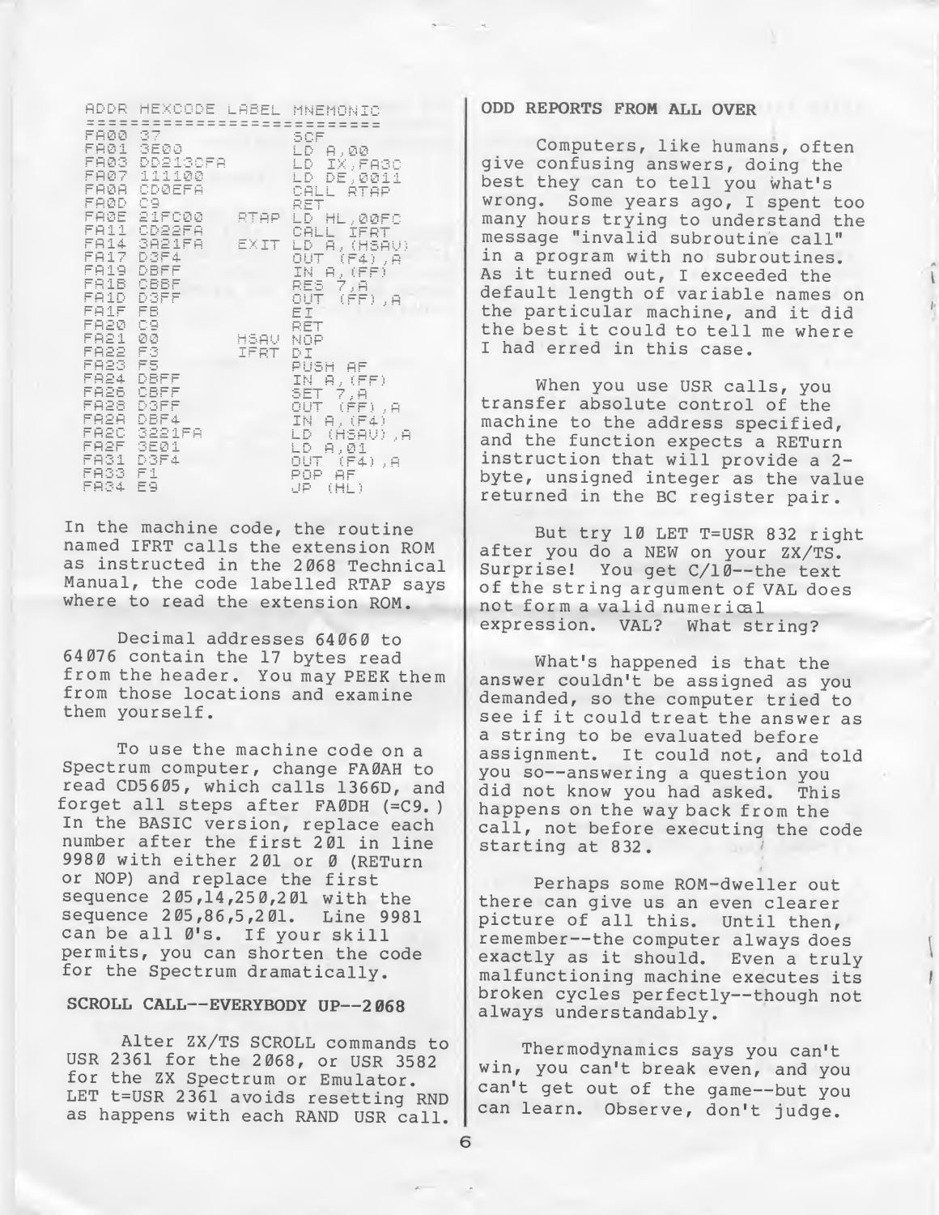```
ADDR HEXCODE LABEL MNEMONIC
===========================
FA00 37            SCF
FA01 3E00          LD A,00
FA03 DD213CFA      LD IX,FA3C
FA07 111100        LD DE,0011
FA0A CD0EFA        CALL RTAP
FA0D C9            RET
FA0E 21FC00  RTAP  LD HL,00FC
FA11 CD22FA        CALL IFRT
FA14 3A21FA  EXIT  LD A,(HSAV)
FA17 D3F4          OUT (F4),A
FA19 DBFF          IN A,(FF)
FA1B CBBF          RES 7,A
FA1D D3FF          OUT (FF),A
FA1F FB            EI
FA20 C9            RET
FA21 00      HSAV  NOP
FA22 F3      IFRT  DI
FA23 F5            PUSH AF
FA24 DBFF          IN A,(FF)
FA26 CBFF          SET 7,A
FA28 D3FF          OUT (FF),A
FA2A DBF4          IN A,(F4)
FA2C 3221FA        LD (HSAV),A
FA2F 3E01          LD A,01
FA31 D3F4          OUT (F4),A
FA33 F1            POP AF
FA34 E9            JP (HL)
```

In the machine code, the routine named IFRT calls the extension ROM as instructed in the 2068 Technical Manual, the code labelled RTAP says where to read the extension ROM.

Decimal addresses 64060 to 64076 contain the 17 bytes read from the header. You may PEEK them from those locations and examine them yourself.

To use the machine code on a Spectrum computer, change FA0AH to read CD5605, which calls 1366D, and forget all steps after FA0DH (=C9.) In the BASIC version, replace each number after the first 201 in line 9980 with either 201 or 0 (RETurn or NOP) and replace the first sequence 205,14,250,201 with the sequence 205,86,5,201. Line 9981 can be all 0's. If your skill permits, you can shorten the code for the Spectrum dramatically.

## SCROLL CALL--EVERYBODY UP--2068

Alter ZX/TS SCROLL commands to USR 2361 for the 2068, or USR 3582 for the ZX Spectrum or Emulator. LET t=USR 2361 avoids resetting RND as happens with each RAND USR call.

## ODD REPORTS FROM ALL OVER

Computers, like humans, often give confusing answers, doing the best they can to tell you what's wrong. Some years ago, I spent too many hours trying to understand the message "invalid subroutine call" in a program with no subroutines. As it turned out, I exceeded the default length of variable names on the particular machine, and it did the best it could to tell me where I had erred in this case.

When you use USR calls, you transfer absolute control of the machine to the address specified, and the function expects a RETurn instruction that will provide a 2-byte, unsigned integer as the value returned in the BC register pair.

But try 10 LET T=USR 832 right after you do a NEW on your ZX/TS. Surprise! You get C/10--the text of the string argument of VAL does not form a valid numerical expression. VAL? What string?

What's happened is that the answer couldn't be assigned as you demanded, so the computer tried to see if it could treat the answer as a string to be evaluated before assignment. It could not, and told you so--answering a question you did not know you had asked. This happens on the way back from the call, not before executing the code starting at 832.

Perhaps some ROM-dweller out there can give us an even clearer picture of all this. Until then, remember--the computer always does exactly as it should. Even a truly malfunctioning machine executes its broken cycles perfectly--though not always understandably.

Thermodynamics says you can't win, you can't break even, and you can't get out of the game--but you can learn. Observe, don't judge.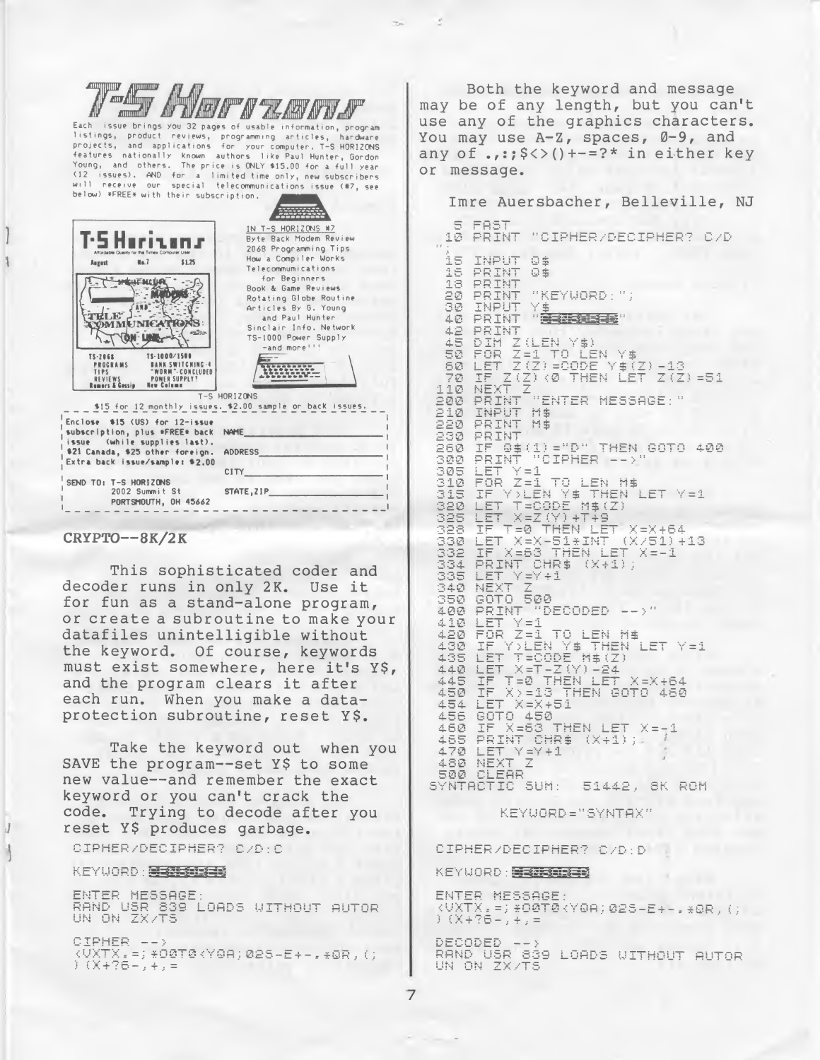# T-S Horizons

Each issue brings you 32 pages of usable information, program listings, product reviews, programming articles, hardware projects, and applications for your computer. T-S HORIZONS features nationally known authors like Paul Hunter, Gordon Young, and others. The price is ONLY $15.00 for a full year (12 issues). AND for a limited time only, new subscribers will receive our special telecommunications issue (#7, see below) *FREE* with their subscription.

IN T-S HORIZONS #7
- Byte Back Modem Review
- 2068 Programming Tips
- How a Compiler Works
- Telecommunications for Beginners
- Book & Game Reviews
- Rotating Globe Routine
- Articles By G. Young and Paul Hunter
- Sinclair Info. Network
- TS-1000 Power Supply
- -and more!!!

T-S HORIZONS
$15 for 12 monthly issues. $2.00 sample or back issues.

Enclose $15 (US) for 12-issue subscription, plus *FREE* back issue (while supplies last). $21 Canada, $25 other foreign. Extra back issue/sample: $2.00

NAME ____________
ADDRESS ____________
CITY ____________
STATE,ZIP ____________

SEND TO: T-S HORIZONS
2002 Summit St
PORTSMOUTH, OH 45662

## CRYPTO--8K/2K

This sophisticated coder and decoder runs in only 2K. Use it for fun as a stand-alone program, or create a subroutine to make your datafiles unintelligible without the keyword. Of course, keywords must exist somewhere, here it's Y$, and the program clears it after each run. When you make a data-protection subroutine, reset Y$.

Take the keyword out when you SAVE the program--set Y$ to some new value--and remember the exact keyword or you can't crack the code. Trying to decode after you reset Y$ produces garbage.

```
CIPHER/DECIPHER? C/D:C

KEYWORD:CENSORED

ENTER MESSAGE:
RAND USR 839 LOADS WITHOUT AUTOR
UN ON ZX/TS

CIPHER -->
<VXTX.=;*00T0<Y0A;025-E+-.*0R,(;
)(X+76-,+,=
```

Both the keyword and message may be of any length, but you can't use any of the graphics characters. You may use A-Z, spaces, 0-9, and any of .,:;$<>()+-=?* in either key or message.

Imre Auersbacher, Belleville, NJ

```
  5 FAST
 10 PRINT "CIPHER/DECIPHER? C/D
:";
 15 INPUT Q$
 16 PRINT Q$
 18 PRINT
 20 PRINT "KEYWORD:";
 30 INPUT Y$
 40 PRINT "CENSORED"
 42 PRINT
 45 DIM Z(LEN Y$)
 50 FOR Z=1 TO LEN Y$
 60 LET Z(Z)=CODE Y$(Z)-13
 70 IF Z(Z)<0 THEN LET Z(Z)=51
110 NEXT Z
200 PRINT "ENTER MESSAGE:"
210 INPUT M$
220 PRINT M$
230 PRINT
260 IF Q$(1)="D" THEN GOTO 400
300 PRINT "CIPHER -->"
305 LET Y=1
310 FOR Z=1 TO LEN M$
315 IF Y>LEN Y$ THEN LET Y=1
320 LET T=CODE M$(Z)
325 LET X=Z(Y)+T+9
328 IF T=0 THEN LET X=X+64
330 LET X=X-51*INT (X/51)+13
332 IF X=63 THEN LET X=-1
334 PRINT CHR$ (X+1);
335 LET Y=Y+1
340 NEXT Z
350 GOTO 500
400 PRINT "DECODED -->"
410 LET Y=1
420 FOR Z=1 TO LEN M$
430 IF Y>LEN Y$ THEN LET Y=1
435 LET T=CODE M$(Z)
440 LET X=T-Z(Y)-24
445 IF T=0 THEN LET X=X+64
450 IF X>=13 THEN GOTO 460
454 LET X=X+51
456 GOTO 450
460 IF X=63 THEN LET X=-1
465 PRINT CHR$ (X+1);
470 LET Y=Y+1
480 NEXT Z
500 CLEAR
SYNTACTIC SUM:  51442, 8K ROM
```

KEYWORD="SYNTAX"

```
CIPHER/DECIPHER? C/D:D

KEYWORD:CENSORED

ENTER MESSAGE:
<VXTX.=;*00T0<Y0A;025-E+-.*0R,(;
)(X+76-,+,=

DECODED -->
RAND USR 839 LOADS WITHOUT AUTOR
UN ON ZX/TS
```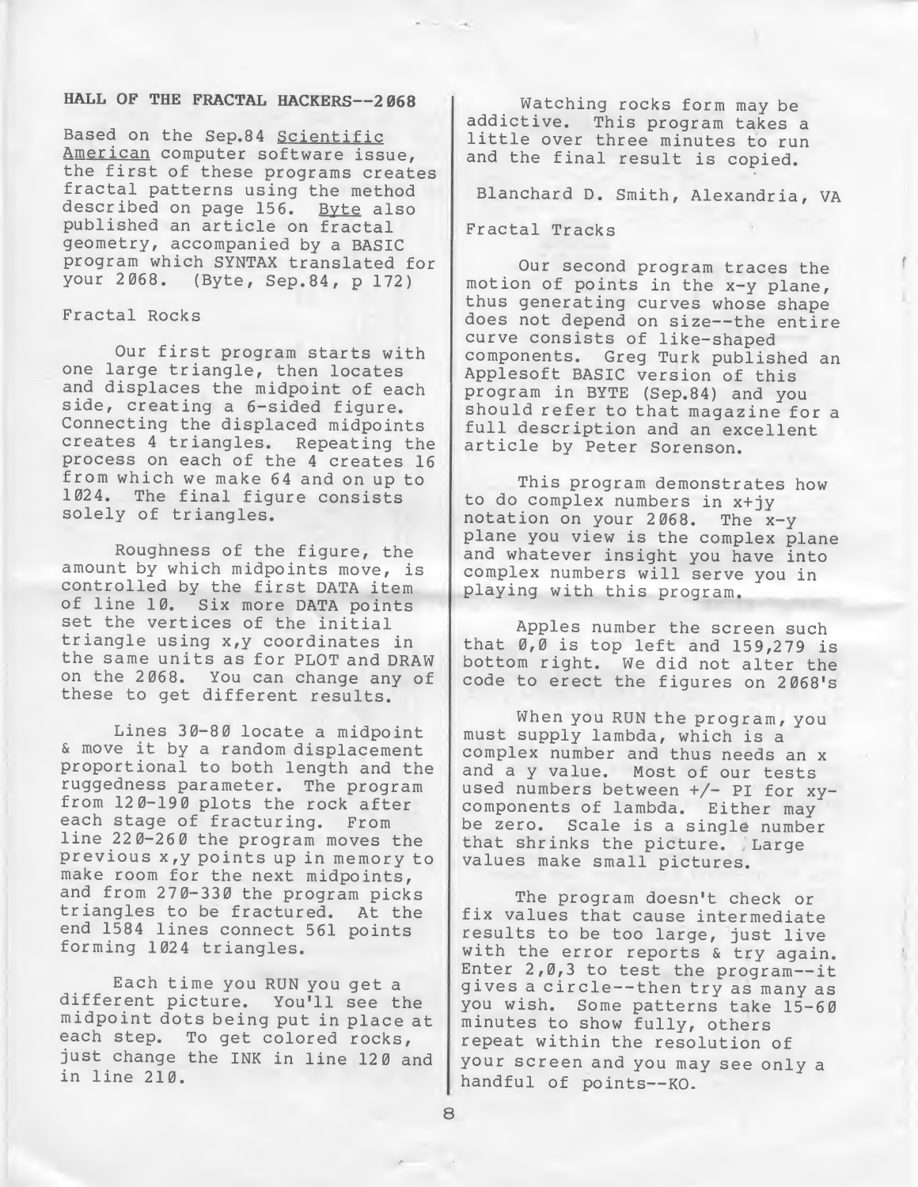## HALL OF THE FRACTAL HACKERS--2068

Based on the Sep.84 Scientific American computer software issue, the first of these programs creates fractal patterns using the method described on page 156. Byte also published an article on fractal geometry, accompanied by a BASIC program which SYNTAX translated for your 2068. (Byte, Sep.84, p 172)

### Fractal Rocks

Our first program starts with one large triangle, then locates and displaces the midpoint of each side, creating a 6-sided figure. Connecting the displaced midpoints creates 4 triangles. Repeating the process on each of the 4 creates 16 from which we make 64 and on up to 1024. The final figure consists solely of triangles.

Roughness of the figure, the amount by which midpoints move, is controlled by the first DATA item of line 10. Six more DATA points set the vertices of the initial triangle using x,y coordinates in the same units as for PLOT and DRAW on the 2068. You can change any of these to get different results.

Lines 30-80 locate a midpoint & move it by a random displacement proportional to both length and the ruggedness parameter. The program from 120-190 plots the rock after each stage of fracturing. From line 220-260 the program moves the previous x,y points up in memory to make room for the next midpoints, and from 270-330 the program picks triangles to be fractured. At the end 1584 lines connect 561 points forming 1024 triangles.

Each time you RUN you get a different picture. You'll see the midpoint dots being put in place at each step. To get colored rocks, just change the INK in line 120 and in line 210.

Watching rocks form may be addictive. This program takes a little over three minutes to run and the final result is copied.

Blanchard D. Smith, Alexandria, VA

### Fractal Tracks

Our second program traces the motion of points in the x-y plane, thus generating curves whose shape does not depend on size--the entire curve consists of like-shaped components. Greg Turk published an Applesoft BASIC version of this program in BYTE (Sep.84) and you should refer to that magazine for a full description and an excellent article by Peter Sorenson.

This program demonstrates how to do complex numbers in x+jy notation on your 2068. The x-y plane you view is the complex plane and whatever insight you have into complex numbers will serve you in playing with this program.

Apples number the screen such that 0,0 is top left and 159,279 is bottom right. We did not alter the code to erect the figures on 2068's

When you RUN the program, you must supply lambda, which is a complex number and thus needs an x and a y value. Most of our tests used numbers between +/- PI for xy-components of lambda. Either may be zero. Scale is a single number that shrinks the picture. Large values make small pictures.

The program doesn't check or fix values that cause intermediate results to be too large, just live with the error reports & try again. Enter 2,0,3 to test the program--it gives a circle--then try as many as you wish. Some patterns take 15-60 minutes to show fully, others repeat within the resolution of your screen and you may see only a handful of points--KO.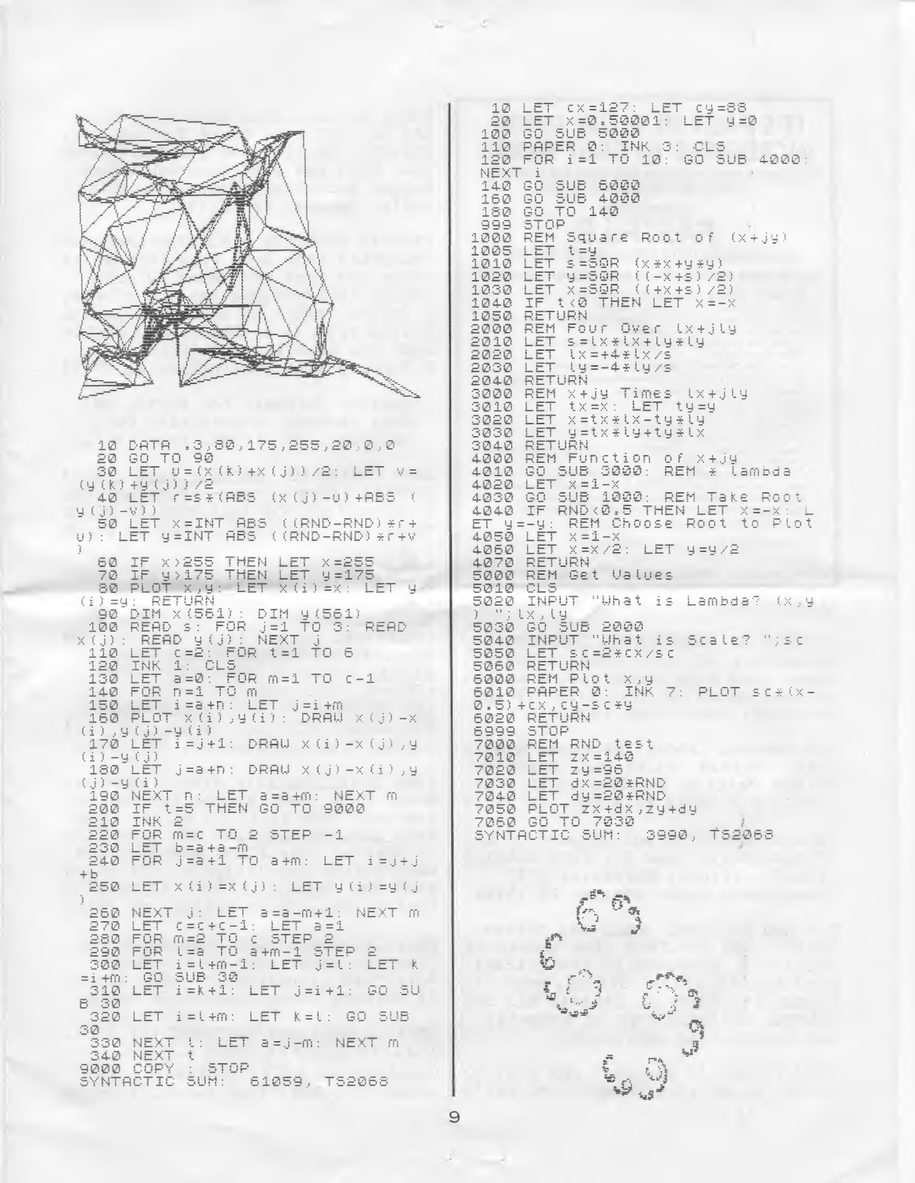```
  10 DATA .3,80,175,255,20,0,0
  20 GO TO 90
  30 LET u=(x(k)+x(j))/2: LET v=(y(k)+y(j))/2
  40 LET r=s*(ABS (x(j)-u)+ABS (y(j)-v))
  50 LET x=INT ABS ((RND-RND)*r+u): LET y=INT ABS ((RND-RND)*r+v)
  60 IF x>255 THEN LET x=255
  70 IF y>175 THEN LET y=175
  80 PLOT x,y: LET x(i)=x: LET y(i)=y: RETURN
  90 DIM x(561): DIM y(561)
 100 READ s: FOR j=1 TO 3: READ x(j): READ y(j): NEXT j
 110 LET c=2: FOR t=1 TO 6
 120 INK 1: CLS
 130 LET a=0: FOR m=1 TO c-1
 140 FOR n=1 TO m
 150 LET i=a+n: LET j=i+m
 160 PLOT x(i),y(i): DRAW x(j)-x(i),y(j)-y(i)
 170 LET i=j+1: DRAW x(i)-x(j),y(i)-y(j)
 180 LET j=a+n: DRAW x(j)-x(i),y(j)-y(i)
 190 NEXT n: LET a=a+m: NEXT m
 200 IF t=5 THEN GO TO 9000
 210 INK 2
 220 FOR m=c TO 2 STEP -1
 230 LET b=a+a-m
 240 FOR j=a+1 TO a+m: LET i=j+j+b
 250 LET x(i)=x(j): LET y(i)=y(j)
 260 NEXT j: LET a=a-m+1: NEXT m
 270 LET c=c+c-1: LET a=1
 280 FOR m=2 TO c STEP 2
 290 FOR l=a TO a+m-1 STEP 2
 300 LET i=l+m-1: LET j=l: LET k=i+m: GO SUB 30
 310 LET i=k+1: LET j=i+1: GO SUB 30
 320 LET i=l+m: LET k=l: GO SUB 30
 330 NEXT l: LET a=j-m: NEXT m
 340 NEXT t
9000 COPY : STOP
SYNTACTIC SUM:  61059, TS2068
```

```
  10 LET cx=127: LET cy=88
  20 LET x=0.50001: LET y=0
 100 GO SUB 5000
 110 PAPER 0: INK 3: CLS
 120 FOR i=1 TO 10: GO SUB 4000: NEXT i
 140 GO SUB 6000
 160 GO SUB 4000
 180 GO TO 140
 999 STOP
1000 REM Square Root of (x+jy)
1005 LET t=y
1010 LET s=SQR (x*x+y*y)
1020 LET y=SQR ((-x+s)/2)
1030 LET x=SQR ((+x+s)/2)
1040 IF t<0 THEN LET x=-x
1050 RETURN
2000 REM Four Over lx+jly
2010 LET s=lx*lx+ly*ly
2020 LET lx=+4*lx/s
2030 LET ly=-4*ly/s
2040 RETURN
3000 REM x+jy Times lx+jly
3010 LET tx=x: LET ty=y
3020 LET x=tx*lx-ty*ly
3030 LET y=tx*ly+ty*lx
3040 RETURN
4000 REM Function of x+jy
4010 GO SUB 3000: REM * lambda
4020 LET x=1-x
4030 GO SUB 1000: REM Take Root
4040 IF RND<0.5 THEN LET x=-x: LET y=-y: REM Choose Root to Plot
4050 LET x=1-x
4060 LET x=x/2: LET y=y/2
4070 RETURN
5000 REM Get Values
5010 CLS
5020 INPUT "What is Lambda? (x,y) ";lx,ly
5030 GO SUB 2000
5040 INPUT "What is Scale? ";sc
5050 LET sc=2*cx/sc
5060 RETURN
6000 REM Plot x,y
6010 PAPER 0: INK 7: PLOT sc*(x-0.5)+cx,cy-sc*y
6020 RETURN
6999 STOP
7000 REM RND test
7010 LET zx=140
7020 LET zy=96
7030 LET dx=20*RND
7040 LET dy=20*RND
7050 PLOT zx+dx,zy+dy
7060 GO TO 7030
SYNTACTIC SUM:  3990, TS2068
```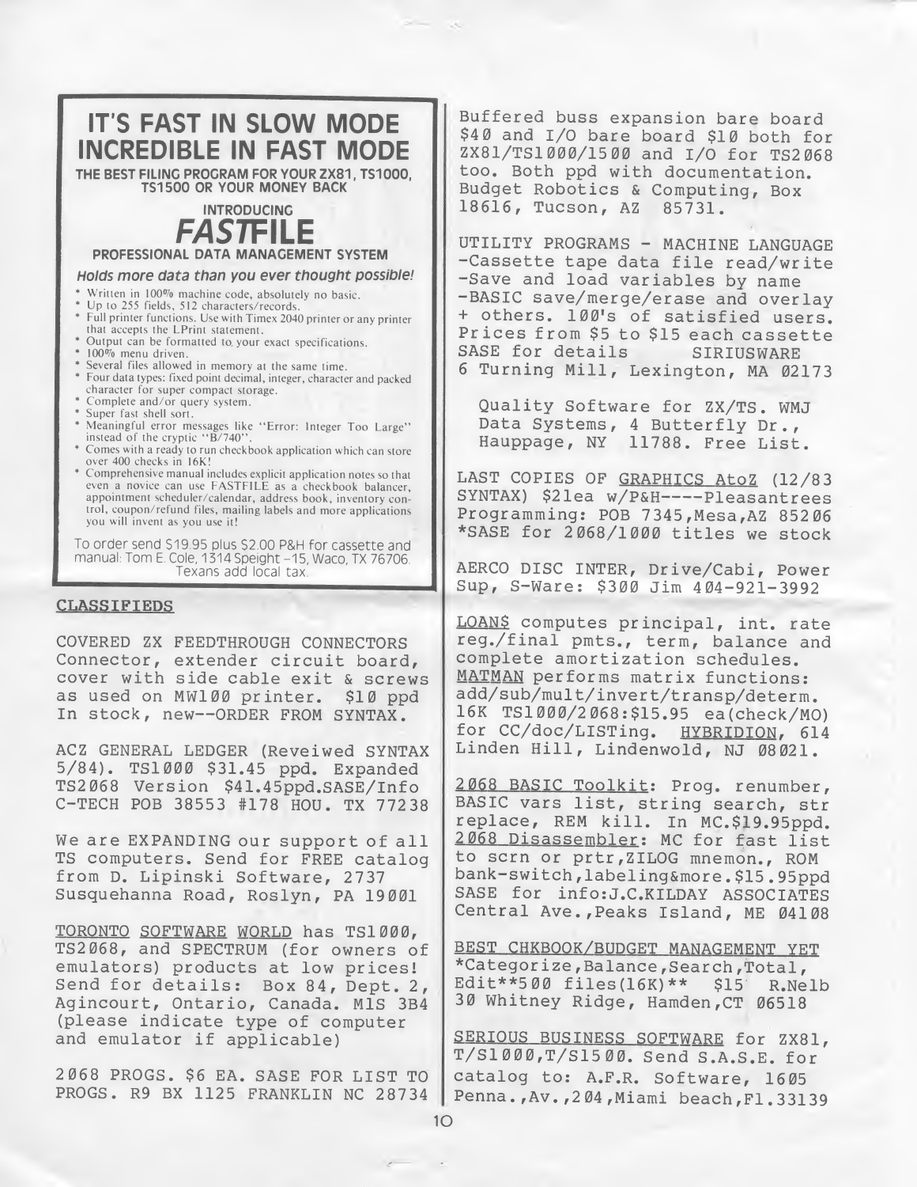## IT'S FAST IN SLOW MODE INCREDIBLE IN FAST MODE

**THE BEST FILING PROGRAM FOR YOUR ZX81, TS1000, TS1500 OR YOUR MONEY BACK**

**INTRODUCING**

# *FAST*FILE

**PROFESSIONAL DATA MANAGEMENT SYSTEM**

***Holds more data than you ever thought possible!***

- * Written in 100% machine code, absolutely no basic.
- * Up to 255 fields, 512 characters/records.
- * Full printer functions. Use with Timex 2040 printer or any printer that accepts the LPrint statement.
- * Output can be formatted to your exact specifications.
- * 100% menu driven.
- * Several files allowed in memory at the same time.
- * Four data types: fixed point decimal, integer, character and packed character for super compact storage.
- * Complete and/or query system.
- * Super fast shell sort.
- * Meaningful error messages like "Error: Integer Too Large" instead of the cryptic "B/740".
- * Comes with a ready to run checkbook application which can store over 400 checks in 16K!
- * Comprehensive manual includes explicit application notes so that even a novice can use FASTFILE as a checkbook balancer, appointment scheduler/calendar, address book, inventory control, coupon/refund files, mailing labels and more applications you will invent as you use it!

To order send $19.95 plus $2.00 P&H for cassette and manual: Tom E. Cole, 1314 Speight -15, Waco, TX 76706. Texans add local tax.

## CLASSIFIEDS

COVERED ZX FEEDTHROUGH CONNECTORS Connector, extender circuit board, cover with side cable exit & screws as used on MW100 printer. $10 ppd In stock, new--ORDER FROM SYNTAX.

ACZ GENERAL LEDGER (Reveiwed SYNTAX 5/84). TS1000 $31.45 ppd. Expanded TS2068 Version $41.45ppd.SASE/Info C-TECH POB 38553 #178 HOU. TX 77238

We are EXPANDING our support of all TS computers. Send for FREE catalog from D. Lipinski Software, 2737 Susquehanna Road, Roslyn, PA 19001

TORONTO SOFTWARE WORLD has TS1000, TS2068, and SPECTRUM (for owners of emulators) products at low prices! Send for details: Box 84, Dept. 2, Agincourt, Ontario, Canada. M1S 3B4 (please indicate type of computer and emulator if applicable)

2068 PROGS. $6 EA. SASE FOR LIST TO PROGS. R9 BX 1125 FRANKLIN NC 28734

Buffered buss expansion bare board $40 and I/O bare board $10 both for ZX81/TS1000/1500 and I/O for TS2068 too. Both ppd with documentation. Budget Robotics & Computing, Box 18616, Tucson, AZ 85731.

UTILITY PROGRAMS - MACHINE LANGUAGE
-Cassette tape data file read/write
-Save and load variables by name
-BASIC save/merge/erase and overlay
+ others. 100's of satisfied users. Prices from $5 to $15 each cassette SASE for details SIRIUSWARE 6 Turning Mill, Lexington, MA 02173

Quality Software for ZX/TS. WMJ Data Systems, 4 Butterfly Dr., Hauppage, NY 11788. Free List.

LAST COPIES OF GRAPHICS AtoZ (12/83 SYNTAX) $21ea w/P&H----Pleasantrees Programming: POB 7345,Mesa,AZ 85206 *SASE for 2068/1000 titles we stock

AERCO DISC INTER, Drive/Cabi, Power Sup, S-Ware: $300 Jim 404-921-3992

LOAN$ computes principal, int. rate reg./final pmts., term, balance and complete amortization schedules. MATMAN performs matrix functions: add/sub/mult/invert/transp/determ. 16K TS1000/2068:$15.95 ea(check/MO) for CC/doc/LISTing. HYBRIDION, 614 Linden Hill, Lindenwold, NJ 08021.

2068 BASIC Toolkit: Prog. renumber, BASIC vars list, string search, str replace, REM kill. In MC.$19.95ppd. 2068 Disassembler: MC for fast list to scrn or prtr,ZILOG mnemon., ROM bank-switch,labeling&more.$15.95ppd SASE for info:J.C.KILDAY ASSOCIATES Central Ave.,Peaks Island, ME 04108

BEST CHKBOOK/BUDGET MANAGEMENT YET *Categorize,Balance,Search,Total, Edit**500 files(16K)** $15 R.Nelb 30 Whitney Ridge, Hamden,CT 06518

SERIOUS BUSINESS SOFTWARE for ZX81, T/S1000,T/S1500. Send S.A.S.E. for catalog to: A.F.R. Software, 1605 Penna.,Av.,204,Miami beach,Fl.33139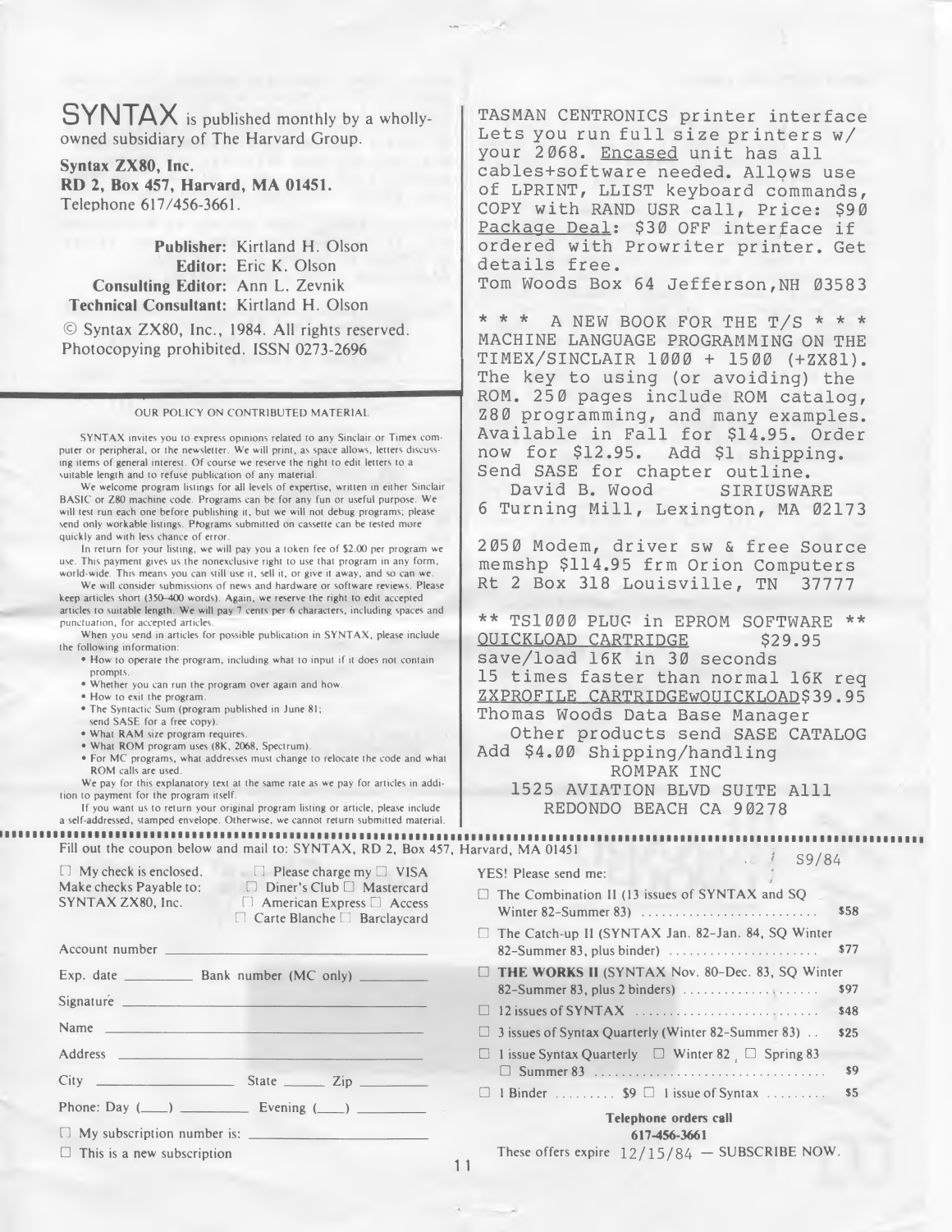**SYNTAX** is published monthly by a wholly-owned subsidiary of The Harvard Group.

**Syntax ZX80, Inc.**
**RD 2, Box 457, Harvard, MA 01451.**
Telephone 617/456-3661.

**Publisher:** Kirtland H. Olson
**Editor:** Eric K. Olson
**Consulting Editor:** Ann L. Zevnik
**Technical Consultant:** Kirtland H. Olson

© Syntax ZX80, Inc., 1984. All rights reserved. Photocopying prohibited. ISSN 0273-2696

### OUR POLICY ON CONTRIBUTED MATERIAL

SYNTAX invites you to express opinions related to any Sinclair or Timex computer or peripheral, or the newsletter. We will print, as space allows, letters discussing items of general interest. Of course we reserve the right to edit letters to a suitable length and to refuse publication of any material.

We welcome program listings for all levels of expertise, written in either Sinclair BASIC or Z80 machine code. Programs can be for any fun or useful purpose. We will test run each one before publishing it, but we will not debug programs; please send only workable listings. Programs submitted on cassette can be tested more quickly and with less chance of error.

In return for your listing, we will pay you a token fee of $2.00 per program we use. This payment gives us the nonexclusive right to use that program in any form, world-wide. This means you can still use it, sell it, or give it away, and so can we.

We will consider submissions of news and hardware or software reviews. Please keep articles short (350-400 words). Again, we reserve the right to edit accepted articles to suitable length. We will pay 7 cents per 6 characters, including spaces and punctuation, for accepted articles.

When you send in articles for possible publication in SYNTAX, please include the following information:

- How to operate the program, including what to input if it does not contain prompts.
- Whether you can run the program over again and how.
- How to exit the program.
- The Syntactic Sum (program published in June 81; send SASE for a free copy).
- What RAM size program requires.
- What ROM program uses (8K, 2068, Spectrum).
- For MC programs, what addresses must change to relocate the code and what ROM calls are used.

We pay for this explanatory text at the same rate as we pay for articles in addition to payment for the program itself.

If you want us to return your original program listing or article, please include a self-addressed, stamped envelope. Otherwise, we cannot return submitted material.

---

TASMAN CENTRONICS printer interface Lets you run full size printers w/ your 2068. Encased unit has all cables+software needed. Allows use of LPRINT, LLIST keyboard commands, COPY with RAND USR call, Price: $90
Package Deal: $30 OFF interface if ordered with Prowriter printer. Get details free.
Tom Woods Box 64 Jefferson,NH 03583

\* \* \* A NEW BOOK FOR THE T/S \* \* \*
MACHINE LANGUAGE PROGRAMMING ON THE TIMEX/SINCLAIR 1000 + 1500 (+ZX81). The key to using (or avoiding) the ROM. 250 pages include ROM catalog, Z80 programming, and many examples. Available in Fall for $14.95. Order now for $12.95. Add $1 shipping. Send SASE for chapter outline.
David B. Wood SIRIUSWARE
6 Turning Mill, Lexington, MA 02173

2050 Modem, driver sw & free Source memshp $114.95 frm Orion Computers Rt 2 Box 318 Louisville, TN 37777

\*\* TS1000 PLUG in EPROM SOFTWARE \*\*
QUICKLOAD CARTRIDGE $29.95
save/load 16K in 30 seconds
15 times faster than normal 16K req
ZXPROFILE CARTRIDGEwQUICKLOAD$39.95
Thomas Woods Data Base Manager
Other products send SASE CATALOG
Add $4.00 Shipping/handling
ROMPAK INC
1525 AVIATION BLVD SUITE A111
REDONDO BEACH CA 90278

---

Fill out the coupon below and mail to: SYNTAX, RD 2, Box 457, Harvard, MA 01451

S9/84

☐ My check is enclosed. Make checks Payable to: SYNTAX ZX80, Inc.
☐ Please charge my ☐ VISA ☐ Diner's Club ☐ Mastercard ☐ American Express ☐ Access ☐ Carte Blanche ☐ Barclaycard

Account number \_\_\_\_\_\_\_\_\_\_
Exp. date \_\_\_\_\_\_ Bank number (MC only) \_\_\_\_\_\_
Signature \_\_\_\_\_\_\_\_\_\_
Name \_\_\_\_\_\_\_\_\_\_
Address \_\_\_\_\_\_\_\_\_\_
City \_\_\_\_\_\_ State \_\_\_\_ Zip \_\_\_\_
Phone: Day (\_\_\_) \_\_\_\_\_\_ Evening (\_\_\_) \_\_\_\_\_\_
☐ My subscription number is: \_\_\_\_\_\_\_\_\_\_
☐ This is a new subscription

YES! Please send me:

- ☐ The Combination II (13 issues of SYNTAX and SQ Winter 82–Summer 83) .......... $58
- ☐ The Catch-up II (SYNTAX Jan. 82–Jan. 84, SQ Winter 82–Summer 83, plus binder) .......... $77
- ☐ **THE WORKS II** (SYNTAX Nov. 80–Dec. 83, SQ Winter 82–Summer 83, plus 2 binders) .......... $97
- ☐ 12 issues of SYNTAX .......... $48
- ☐ 3 issues of Syntax Quarterly (Winter 82–Summer 83) .. $25
- ☐ 1 issue Syntax Quarterly ☐ Winter 82 ☐ Spring 83 ☐ Summer 83 .......... $9
- ☐ 1 Binder .......... $9 ☐ 1 issue of Syntax .......... $5

**Telephone orders call**
**617-456-3661**

These offers expire 12/15/84 — SUBSCRIBE NOW.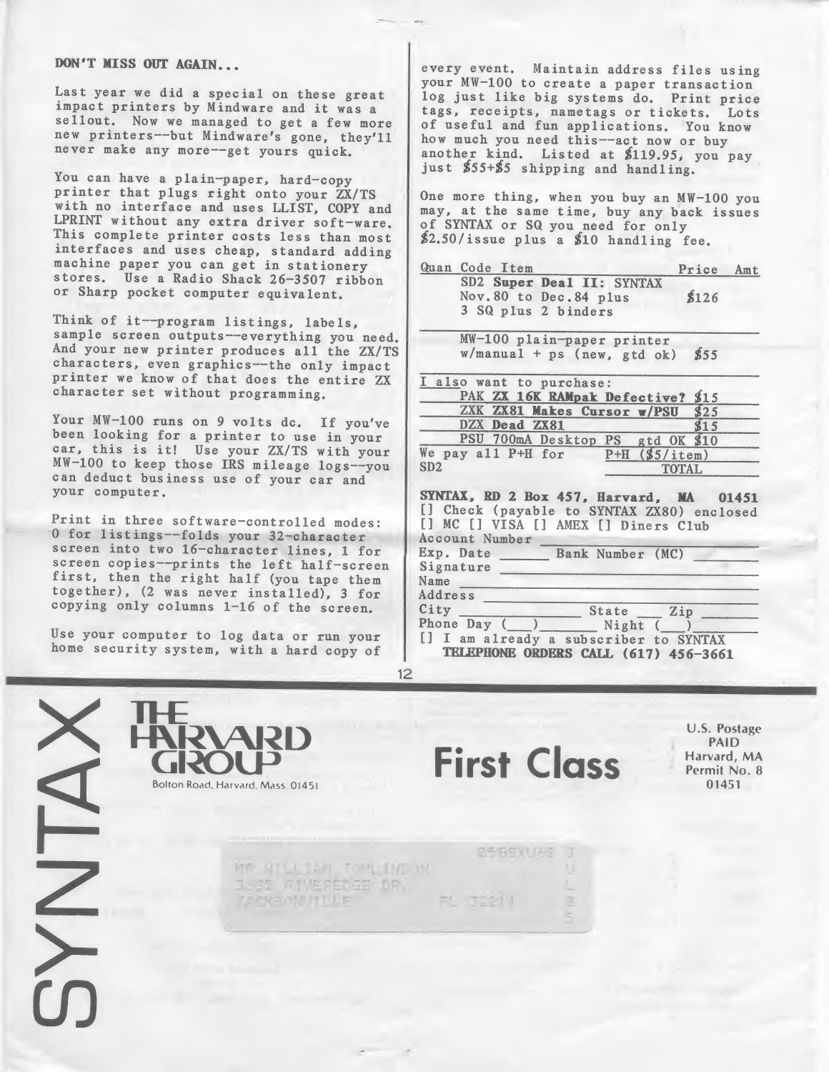**DON'T MISS OUT AGAIN...**

Last year we did a special on these great impact printers by Mindware and it was a sellout. Now we managed to get a few more new printers--but Mindware's gone, they'll never make any more--get yours quick.

You can have a plain-paper, hard-copy printer that plugs right onto your ZX/TS with no interface and uses LLIST, COPY and LPRINT without any extra driver soft-ware. This complete printer costs less than most interfaces and uses cheap, standard adding machine paper you can get in stationery stores. Use a Radio Shack 26-3507 ribbon or Sharp pocket computer equivalent.

Think of it--program listings, labels, sample screen outputs--everything you need. And your new printer produces all the ZX/TS characters, even graphics--the only impact printer we know of that does the entire ZX character set without programming.

Your MW-100 runs on 9 volts dc. If you've been looking for a printer to use in your car, this is it! Use your ZX/TS with your MW-100 to keep those IRS mileage logs--you can deduct business use of your car and your computer.

Print in three software-controlled modes: 0 for listings--folds your 32-character screen into two 16-character lines, 1 for screen copies--prints the left half-screen first, then the right half (you tape them together), (2 was never installed), 3 for copying only columns 1-16 of the screen.

Use your computer to log data or run your home security system, with a hard copy of every event. Maintain address files using your MW-100 to create a paper transaction log just like big systems do. Print price tags, receipts, nametags or tickets. Lots of useful and fun applications. You know how much you need this--act now or buy another kind. Listed at $119.95, you pay just $55+$5 shipping and handling.

One more thing, when you buy an MW-100 you may, at the same time, buy any back issues of SYNTAX or SQ you need for only $2.50/issue plus a $10 handling fee.

| Quan | Code | Item | Price | Amt |
|---|---|---|---|---|
| | SD2 | **Super Deal II:** SYNTAX Nov.80 to Dec.84 plus 3 SQ plus 2 binders | $126 | |
| | | MW-100 plain-paper printer w/manual + ps (new, gtd ok) | $55 | |
| | | I also want to purchase: | | |
| | PAK | **ZX 16K RAMpak Defective?** | $15 | |
| | ZXK | **ZX81 Makes Cursor w/PSU** | $25 | |
| | DZX | **Dead ZX81** | $15 | |
| | PSU | 700mA Desktop PS gtd OK | $10 | |
| | | We pay all P+H for SD2 | P+H ($5/item) | |
| | | | TOTAL | |

**SYNTAX, RD 2 Box 457, Harvard, MA 01451**

[] Check (payable to SYNTAX ZX80) enclosed
[] MC [] VISA [] AMEX [] Diners Club
Account Number ______
Exp. Date ______ Bank Number (MC) ______
Signature ______
Name ______
Address ______
City ______ State ___ Zip ______
Phone Day (___)______ Night (___)______
[] I am already a subscriber to SYNTAX

**TELEPHONE ORDERS CALL (617) 456-3661**

SYNTAX

THE HARVARD GROUP
Bolton Road, Harvard, Mass. 01451

**First Class**

U.S. Postage
PAID
Harvard, MA
Permit No. 8
01451

MR WILLIAM TOMLINSON
3535 RIVEREDGE DR.
JACKSONVILLE FL 32211